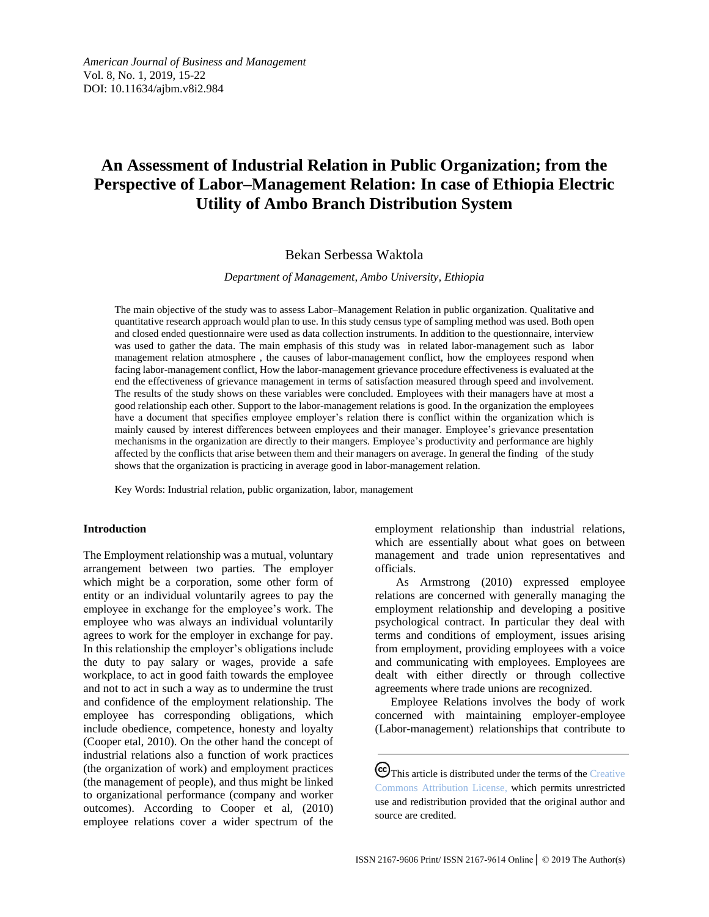*American Journal of Business and Management*
Vol. 8, No. 1, 2019, 15-22
DOI: 10.11634/ajbm.v8i2.984

# An Assessment of Industrial Relation in Public Organization; from the Perspective of Labor–Management Relation: In case of Ethiopia Electric Utility of Ambo Branch Distribution System

Bekan Serbessa Waktola

*Department of Management, Ambo University, Ethiopia*

The main objective of the study was to assess Labor–Management Relation in public organization. Qualitative and quantitative research approach would plan to use. In this study census type of sampling method was used. Both open and closed ended questionnaire were used as data collection instruments. In addition to the questionnaire, interview was used to gather the data. The main emphasis of this study was in related labor-management such as labor management relation atmosphere , the causes of labor-management conflict, how the employees respond when facing labor-management conflict, How the labor-management grievance procedure effectiveness is evaluated at the end the effectiveness of grievance management in terms of satisfaction measured through speed and involvement. The results of the study shows on these variables were concluded. Employees with their managers have at most a good relationship each other. Support to the labor-management relations is good. In the organization the employees have a document that specifies employee employer's relation there is conflict within the organization which is mainly caused by interest differences between employees and their manager. Employee's grievance presentation mechanisms in the organization are directly to their mangers. Employee's productivity and performance are highly affected by the conflicts that arise between them and their managers on average. In general the finding of the study shows that the organization is practicing in average good in labor-management relation.

Key Words: Industrial relation, public organization, labor, management

## Introduction

The Employment relationship was a mutual, voluntary arrangement between two parties. The employer which might be a corporation, some other form of entity or an individual voluntarily agrees to pay the employee in exchange for the employee's work. The employee who was always an individual voluntarily agrees to work for the employer in exchange for pay. In this relationship the employer's obligations include the duty to pay salary or wages, provide a safe workplace, to act in good faith towards the employee and not to act in such a way as to undermine the trust and confidence of the employment relationship. The employee has corresponding obligations, which include obedience, competence, honesty and loyalty (Cooper etal, 2010). On the other hand the concept of industrial relations also a function of work practices (the organization of work) and employment practices (the management of people), and thus might be linked to organizational performance (company and worker outcomes). According to Cooper et al, (2010) employee relations cover a wider spectrum of the employment relationship than industrial relations, which are essentially about what goes on between management and trade union representatives and officials.

As Armstrong (2010) expressed employee relations are concerned with generally managing the employment relationship and developing a positive psychological contract. In particular they deal with terms and conditions of employment, issues arising from employment, providing employees with a voice and communicating with employees. Employees are dealt with either directly or through collective agreements where trade unions are recognized.

Employee Relations involves the body of work concerned with maintaining employer-employee (Labor-management) relationships that contribute to

This article is distributed under the terms of the Creative Commons Attribution License, which permits unrestricted use and redistribution provided that the original author and source are credited.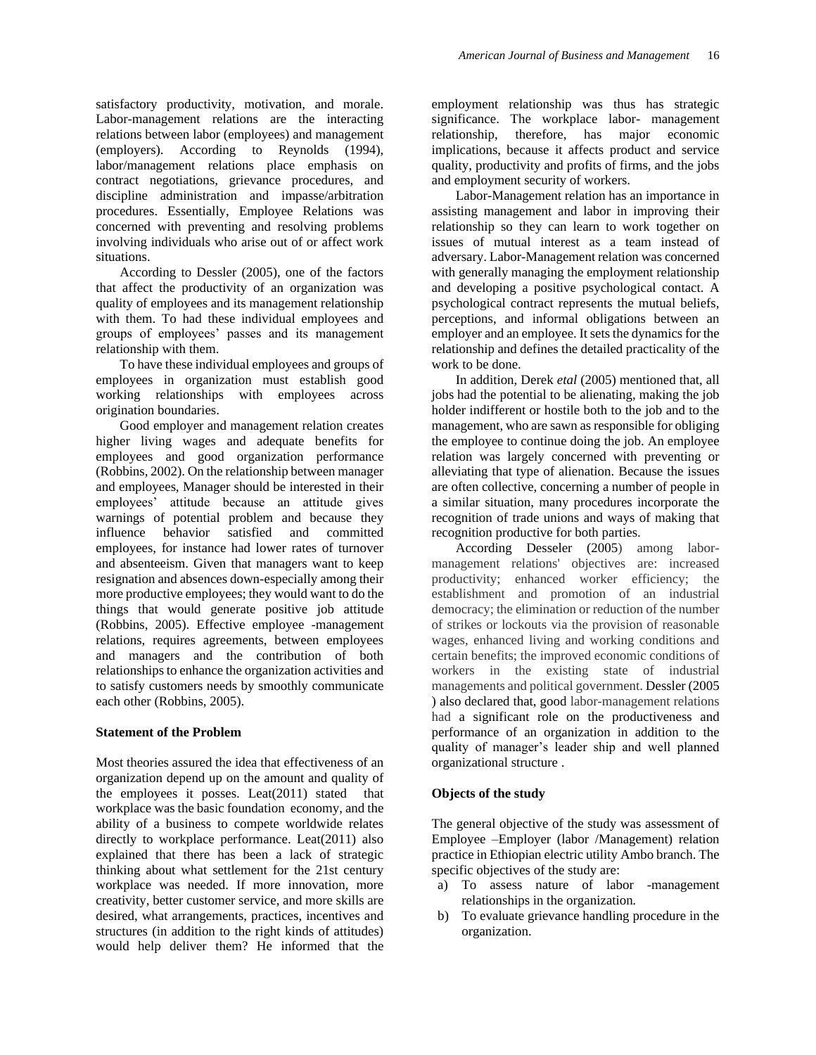satisfactory productivity, motivation, and morale. Labor-management relations are the interacting relations between labor (employees) and management (employers). According to Reynolds (1994), labor/management relations place emphasis on contract negotiations, grievance procedures, and discipline administration and impasse/arbitration procedures. Essentially, Employee Relations was concerned with preventing and resolving problems involving individuals who arise out of or affect work situations.

According to Dessler (2005), one of the factors that affect the productivity of an organization was quality of employees and its management relationship with them. To had these individual employees and groups of employees' passes and its management relationship with them.

To have these individual employees and groups of employees in organization must establish good working relationships with employees across origination boundaries.

Good employer and management relation creates higher living wages and adequate benefits for employees and good organization performance (Robbins, 2002). On the relationship between manager and employees, Manager should be interested in their employees' attitude because an attitude gives warnings of potential problem and because they influence behavior satisfied and committed employees, for instance had lower rates of turnover and absenteeism. Given that managers want to keep resignation and absences down-especially among their more productive employees; they would want to do the things that would generate positive job attitude (Robbins, 2005). Effective employee -management relations, requires agreements, between employees and managers and the contribution of both relationships to enhance the organization activities and to satisfy customers needs by smoothly communicate each other (Robbins, 2005).

**Statement of the Problem**

Most theories assured the idea that effectiveness of an organization depend up on the amount and quality of the employees it posses. Leat(2011) stated that workplace was the basic foundation economy, and the ability of a business to compete worldwide relates directly to workplace performance. Leat(2011) also explained that there has been a lack of strategic thinking about what settlement for the 21st century workplace was needed. If more innovation, more creativity, better customer service, and more skills are desired, what arrangements, practices, incentives and structures (in addition to the right kinds of attitudes) would help deliver them? He informed that the employment relationship was thus has strategic significance. The workplace labor- management relationship, therefore, has major economic implications, because it affects product and service quality, productivity and profits of firms, and the jobs and employment security of workers.

Labor-Management relation has an importance in assisting management and labor in improving their relationship so they can learn to work together on issues of mutual interest as a team instead of adversary. Labor-Management relation was concerned with generally managing the employment relationship and developing a positive psychological contact. A psychological contract represents the mutual beliefs, perceptions, and informal obligations between an employer and an employee. It sets the dynamics for the relationship and defines the detailed practicality of the work to be done.

In addition, Derek *etal* (2005) mentioned that, all jobs had the potential to be alienating, making the job holder indifferent or hostile both to the job and to the management, who are sawn as responsible for obliging the employee to continue doing the job. An employee relation was largely concerned with preventing or alleviating that type of alienation. Because the issues are often collective, concerning a number of people in a similar situation, many procedures incorporate the recognition of trade unions and ways of making that recognition productive for both parties.

According Desseler (2005) among labor-management relations' objectives are: increased productivity; enhanced worker efficiency; the establishment and promotion of an industrial democracy; the elimination or reduction of the number of strikes or lockouts via the provision of reasonable wages, enhanced living and working conditions and certain benefits; the improved economic conditions of workers in the existing state of industrial managements and political government. Dessler (2005 ) also declared that, good labor-management relations had a significant role on the productiveness and performance of an organization in addition to the quality of manager's leader ship and well planned organizational structure .

**Objects of the study**

The general objective of the study was assessment of Employee –Employer (labor /Management) relation practice in Ethiopian electric utility Ambo branch. The specific objectives of the study are:

a) To assess nature of labor -management relationships in the organization.
b) To evaluate grievance handling procedure in the organization.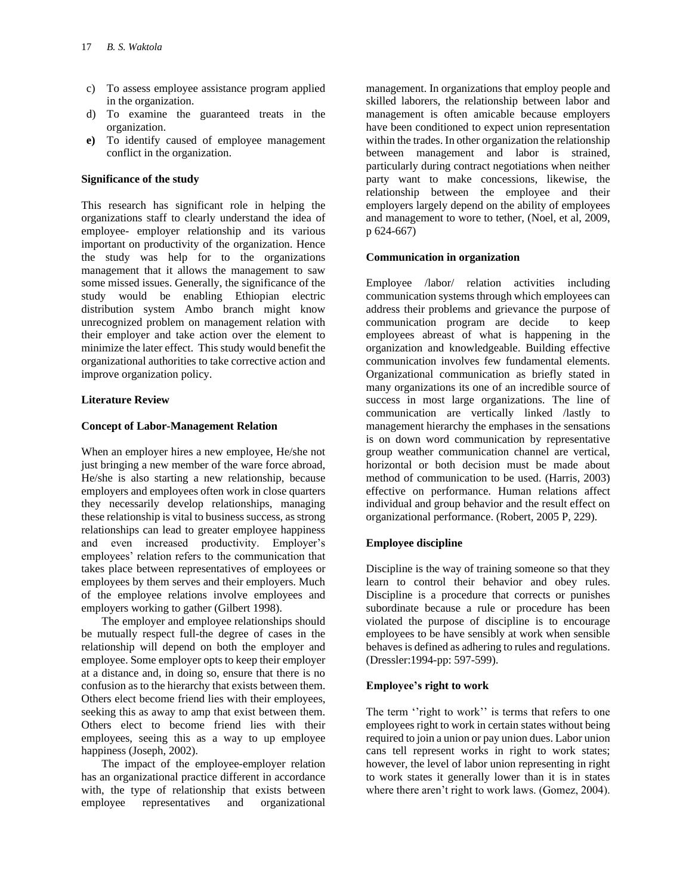c) To assess employee assistance program applied in the organization.
d) To examine the guaranteed treats in the organization.
**e)** To identify caused of employee management conflict in the organization.

**Significance of the study**

This research has significant role in helping the organizations staff to clearly understand the idea of employee- employer relationship and its various important on productivity of the organization. Hence the study was help for to the organizations management that it allows the management to saw some missed issues. Generally, the significance of the study would be enabling Ethiopian electric distribution system Ambo branch might know unrecognized problem on management relation with their employer and take action over the element to minimize the later effect. This study would benefit the organizational authorities to take corrective action and improve organization policy.

**Literature Review**

**Concept of Labor-Management Relation**

When an employer hires a new employee, He/she not just bringing a new member of the ware force abroad, He/she is also starting a new relationship, because employers and employees often work in close quarters they necessarily develop relationships, managing these relationship is vital to business success, as strong relationships can lead to greater employee happiness and even increased productivity. Employer's employees' relation refers to the communication that takes place between representatives of employees or employees by them serves and their employers. Much of the employee relations involve employees and employers working to gather (Gilbert 1998).

The employer and employee relationships should be mutually respect full-the degree of cases in the relationship will depend on both the employer and employee. Some employer opts to keep their employer at a distance and, in doing so, ensure that there is no confusion as to the hierarchy that exists between them. Others elect become friend lies with their employees, seeking this as away to amp that exist between them. Others elect to become friend lies with their employees, seeing this as a way to up employee happiness (Joseph, 2002).

The impact of the employee-employer relation has an organizational practice different in accordance with, the type of relationship that exists between employee representatives and organizational management. In organizations that employ people and skilled laborers, the relationship between labor and management is often amicable because employers have been conditioned to expect union representation within the trades. In other organization the relationship between management and labor is strained, particularly during contract negotiations when neither party want to make concessions, likewise, the relationship between the employee and their employers largely depend on the ability of employees and management to wore to tether, (Noel, et al, 2009, p 624-667)

**Communication in organization**

Employee /labor/ relation activities including communication systems through which employees can address their problems and grievance the purpose of communication program are decide to keep employees abreast of what is happening in the organization and knowledgeable. Building effective communication involves few fundamental elements. Organizational communication as briefly stated in many organizations its one of an incredible source of success in most large organizations. The line of communication are vertically linked /lastly to management hierarchy the emphases in the sensations is on down word communication by representative group weather communication channel are vertical, horizontal or both decision must be made about method of communication to be used. (Harris, 2003) effective on performance. Human relations affect individual and group behavior and the result effect on organizational performance. (Robert, 2005 P, 229).

**Employee discipline**

Discipline is the way of training someone so that they learn to control their behavior and obey rules. Discipline is a procedure that corrects or punishes subordinate because a rule or procedure has been violated the purpose of discipline is to encourage employees to be have sensibly at work when sensible behaves is defined as adhering to rules and regulations. (Dressler:1994-pp: 597-599).

**Employee's right to work**

The term ''right to work'' is terms that refers to one employees right to work in certain states without being required to join a union or pay union dues. Labor union cans tell represent works in right to work states; however, the level of labor union representing in right to work states it generally lower than it is in states where there aren't right to work laws. (Gomez, 2004).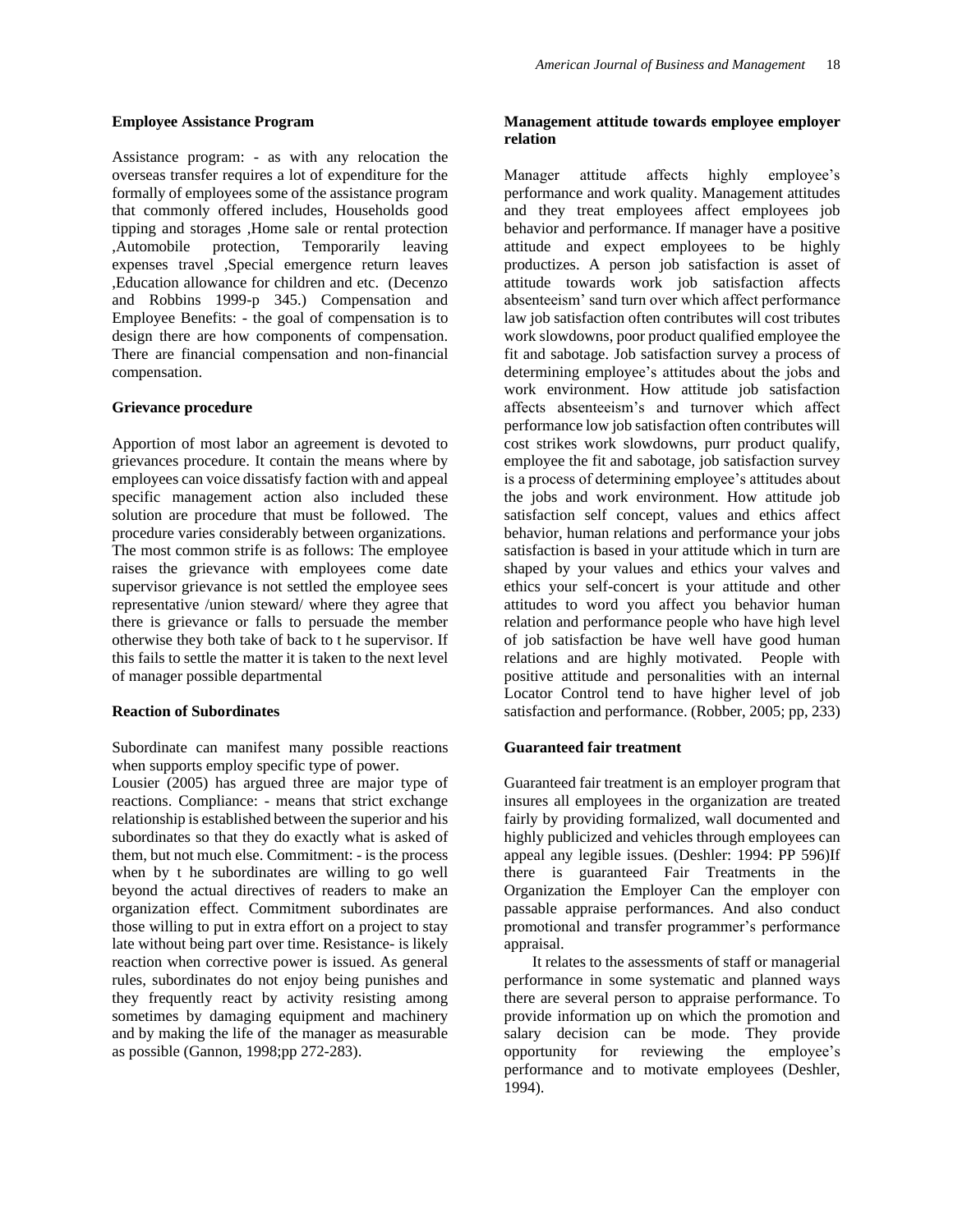### Employee Assistance Program

Assistance program: - as with any relocation the overseas transfer requires a lot of expenditure for the formally of employees some of the assistance program that commonly offered includes, Households good tipping and storages ,Home sale or rental protection ,Automobile protection, Temporarily leaving expenses travel ,Special emergence return leaves ,Education allowance for children and etc. (Decenzo and Robbins 1999-p 345.) Compensation and Employee Benefits: - the goal of compensation is to design there are how components of compensation. There are financial compensation and non-financial compensation.

### Grievance procedure

Apportion of most labor an agreement is devoted to grievances procedure. It contain the means where by employees can voice dissatisfy faction with and appeal specific management action also included these solution are procedure that must be followed. The procedure varies considerably between organizations. The most common strife is as follows: The employee raises the grievance with employees come date supervisor grievance is not settled the employee sees representative /union steward/ where they agree that there is grievance or falls to persuade the member otherwise they both take of back to t he supervisor. If this fails to settle the matter it is taken to the next level of manager possible departmental

### Reaction of Subordinates

Subordinate can manifest many possible reactions when supports employ specific type of power.
Lousier (2005) has argued three are major type of reactions. Compliance: - means that strict exchange relationship is established between the superior and his subordinates so that they do exactly what is asked of them, but not much else. Commitment: - is the process when by t he subordinates are willing to go well beyond the actual directives of readers to make an organization effect. Commitment subordinates are those willing to put in extra effort on a project to stay late without being part over time. Resistance- is likely reaction when corrective power is issued. As general rules, subordinates do not enjoy being punishes and they frequently react by activity resisting among sometimes by damaging equipment and machinery and by making the life of the manager as measurable as possible (Gannon, 1998;pp 272-283).

### Management attitude towards employee employer relation

Manager attitude affects highly employee's performance and work quality. Management attitudes and they treat employees affect employees job behavior and performance. If manager have a positive attitude and expect employees to be highly productizes. A person job satisfaction is asset of attitude towards work job satisfaction affects absenteeism' sand turn over which affect performance law job satisfaction often contributes will cost tributes work slowdowns, poor product qualified employee the fit and sabotage. Job satisfaction survey a process of determining employee's attitudes about the jobs and work environment. How attitude job satisfaction affects absenteeism's and turnover which affect performance low job satisfaction often contributes will cost strikes work slowdowns, purr product qualify, employee the fit and sabotage, job satisfaction survey is a process of determining employee's attitudes about the jobs and work environment. How attitude job satisfaction self concept, values and ethics affect behavior, human relations and performance your jobs satisfaction is based in your attitude which in turn are shaped by your values and ethics your valves and ethics your self-concert is your attitude and other attitudes to word you affect you behavior human relation and performance people who have high level of job satisfaction be have well have good human relations and are highly motivated. People with positive attitude and personalities with an internal Locator Control tend to have higher level of job satisfaction and performance. (Robber, 2005; pp, 233)

### Guaranteed fair treatment

Guaranteed fair treatment is an employer program that insures all employees in the organization are treated fairly by providing formalized, wall documented and highly publicized and vehicles through employees can appeal any legible issues. (Deshler: 1994: PP 596)If there is guaranteed Fair Treatments in the Organization the Employer Can the employer con passable appraise performances. And also conduct promotional and transfer programmer's performance appraisal.

It relates to the assessments of staff or managerial performance in some systematic and planned ways there are several person to appraise performance. To provide information up on which the promotion and salary decision can be mode. They provide opportunity for reviewing the employee's performance and to motivate employees (Deshler, 1994).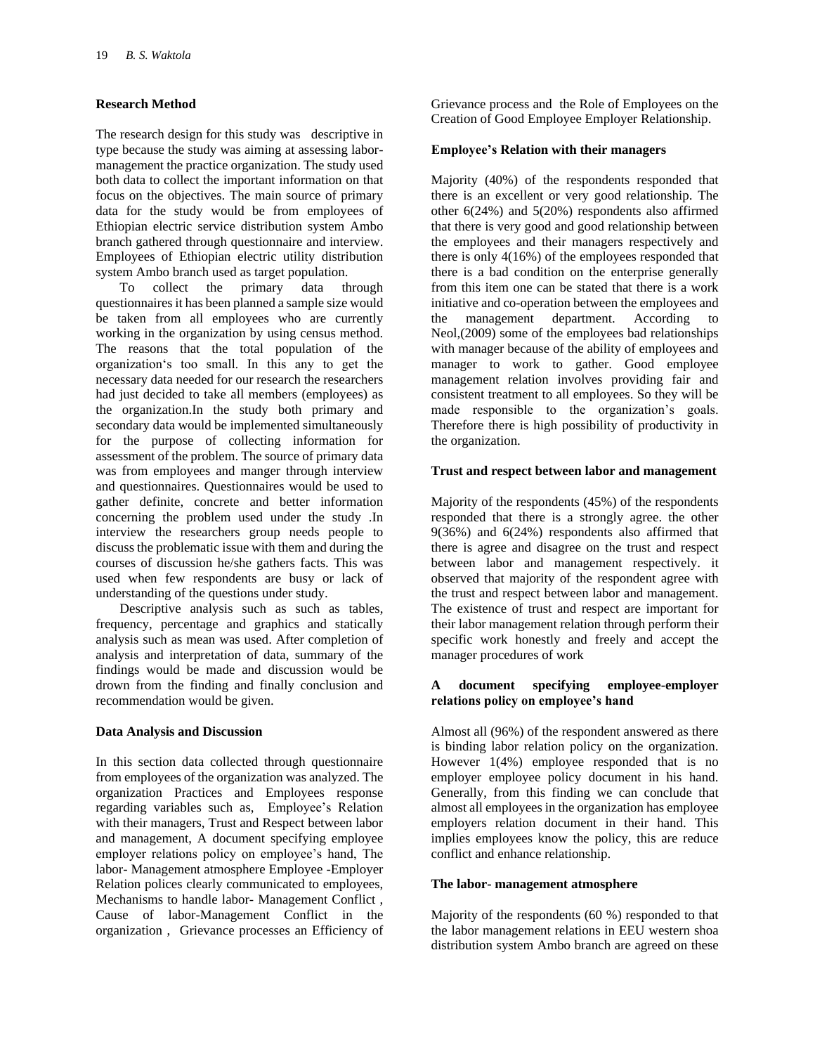## Research Method

The research design for this study was descriptive in type because the study was aiming at assessing labor-management the practice organization. The study used both data to collect the important information on that focus on the objectives. The main source of primary data for the study would be from employees of Ethiopian electric service distribution system Ambo branch gathered through questionnaire and interview. Employees of Ethiopian electric utility distribution system Ambo branch used as target population.

To collect the primary data through questionnaires it has been planned a sample size would be taken from all employees who are currently working in the organization by using census method. The reasons that the total population of the organization's too small. In this any to get the necessary data needed for our research the researchers had just decided to take all members (employees) as the organization.In the study both primary and secondary data would be implemented simultaneously for the purpose of collecting information for assessment of the problem. The source of primary data was from employees and manger through interview and questionnaires. Questionnaires would be used to gather definite, concrete and better information concerning the problem used under the study .In interview the researchers group needs people to discuss the problematic issue with them and during the courses of discussion he/she gathers facts. This was used when few respondents are busy or lack of understanding of the questions under study.

Descriptive analysis such as such as tables, frequency, percentage and graphics and statically analysis such as mean was used. After completion of analysis and interpretation of data, summary of the findings would be made and discussion would be drown from the finding and finally conclusion and recommendation would be given.

## Data Analysis and Discussion

In this section data collected through questionnaire from employees of the organization was analyzed. The organization Practices and Employees response regarding variables such as, Employee's Relation with their managers, Trust and Respect between labor and management, A document specifying employee employer relations policy on employee's hand, The labor- Management atmosphere Employee -Employer Relation polices clearly communicated to employees, Mechanisms to handle labor- Management Conflict , Cause of labor-Management Conflict in the organization , Grievance processes an Efficiency of Grievance process and the Role of Employees on the Creation of Good Employee Employer Relationship.

### Employee's Relation with their managers

Majority (40%) of the respondents responded that there is an excellent or very good relationship. The other 6(24%) and 5(20%) respondents also affirmed that there is very good and good relationship between the employees and their managers respectively and there is only 4(16%) of the employees responded that there is a bad condition on the enterprise generally from this item one can be stated that there is a work initiative and co-operation between the employees and the management department. According to Neol,(2009) some of the employees bad relationships with manager because of the ability of employees and manager to work to gather. Good employee management relation involves providing fair and consistent treatment to all employees. So they will be made responsible to the organization's goals. Therefore there is high possibility of productivity in the organization.

### Trust and respect between labor and management

Majority of the respondents (45%) of the respondents responded that there is a strongly agree. the other 9(36%) and 6(24%) respondents also affirmed that there is agree and disagree on the trust and respect between labor and management respectively. it observed that majority of the respondent agree with the trust and respect between labor and management. The existence of trust and respect are important for their labor management relation through perform their specific work honestly and freely and accept the manager procedures of work

### A document specifying employee-employer relations policy on employee's hand

Almost all (96%) of the respondent answered as there is binding labor relation policy on the organization. However 1(4%) employee responded that is no employer employee policy document in his hand. Generally, from this finding we can conclude that almost all employees in the organization has employee employers relation document in their hand. This implies employees know the policy, this are reduce conflict and enhance relationship.

### The labor- management atmosphere

Majority of the respondents (60 %) responded to that the labor management relations in EEU western shoa distribution system Ambo branch are agreed on these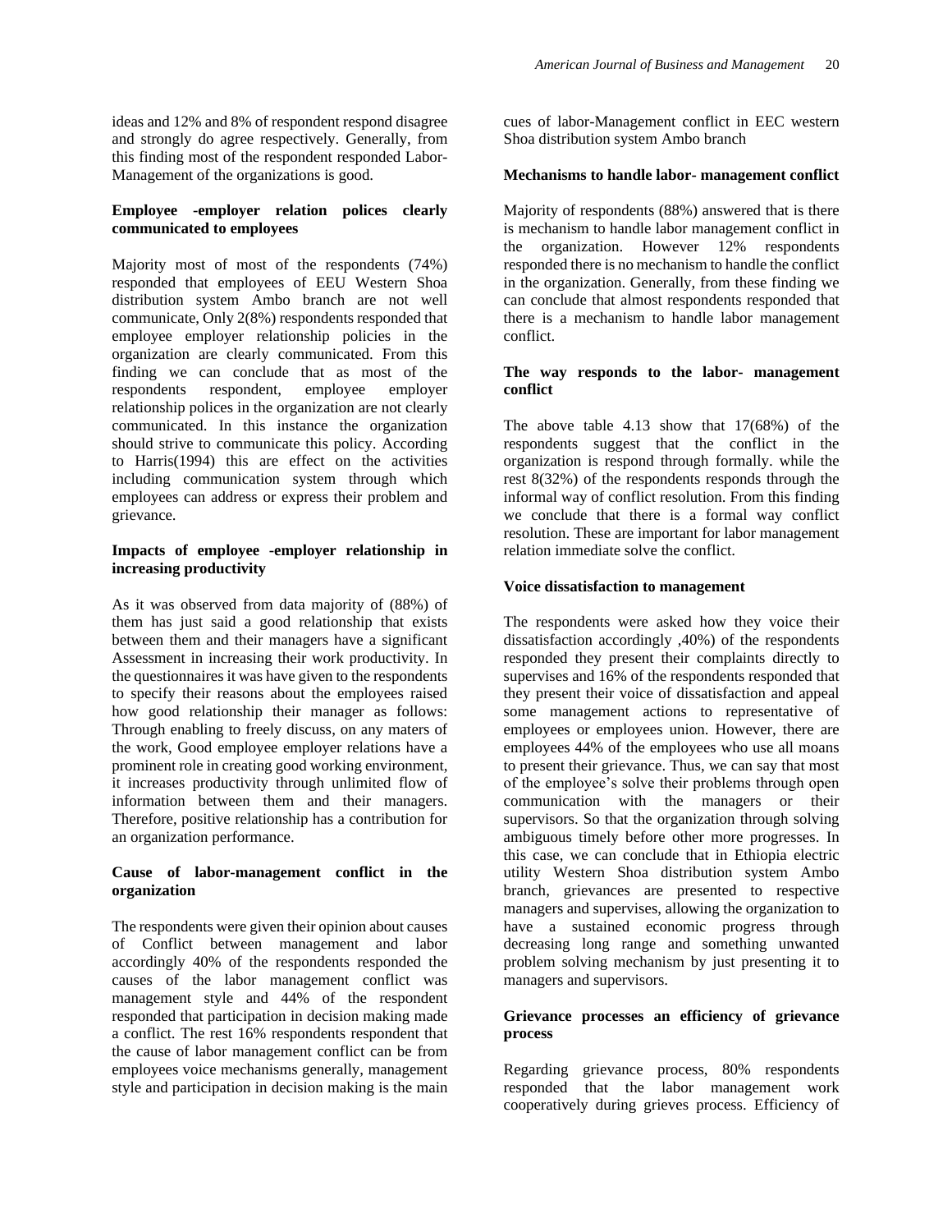ideas and 12% and 8% of respondent respond disagree and strongly do agree respectively. Generally, from this finding most of the respondent responded Labor-Management of the organizations is good.

**Employee -employer relation polices clearly communicated to employees**

Majority most of most of the respondents (74%) responded that employees of EEU Western Shoa distribution system Ambo branch are not well communicate, Only 2(8%) respondents responded that employee employer relationship policies in the organization are clearly communicated. From this finding we can conclude that as most of the respondents respondent, employee employer relationship polices in the organization are not clearly communicated. In this instance the organization should strive to communicate this policy. According to Harris(1994) this are effect on the activities including communication system through which employees can address or express their problem and grievance.

**Impacts of employee -employer relationship in increasing productivity**

As it was observed from data majority of (88%) of them has just said a good relationship that exists between them and their managers have a significant Assessment in increasing their work productivity. In the questionnaires it was have given to the respondents to specify their reasons about the employees raised how good relationship their manager as follows: Through enabling to freely discuss, on any maters of the work, Good employee employer relations have a prominent role in creating good working environment, it increases productivity through unlimited flow of information between them and their managers. Therefore, positive relationship has a contribution for an organization performance.

**Cause of labor-management conflict in the organization**

The respondents were given their opinion about causes of Conflict between management and labor accordingly 40% of the respondents responded the causes of the labor management conflict was management style and 44% of the respondent responded that participation in decision making made a conflict. The rest 16% respondents respondent that the cause of labor management conflict can be from employees voice mechanisms generally, management style and participation in decision making is the main cues of labor-Management conflict in EEC western Shoa distribution system Ambo branch

**Mechanisms to handle labor- management conflict**

Majority of respondents (88%) answered that is there is mechanism to handle labor management conflict in the organization. However 12% respondents responded there is no mechanism to handle the conflict in the organization. Generally, from these finding we can conclude that almost respondents responded that there is a mechanism to handle labor management conflict.

**The way responds to the labor- management conflict**

The above table 4.13 show that 17(68%) of the respondents suggest that the conflict in the organization is respond through formally. while the rest 8(32%) of the respondents responds through the informal way of conflict resolution. From this finding we conclude that there is a formal way conflict resolution. These are important for labor management relation immediate solve the conflict.

**Voice dissatisfaction to management**

The respondents were asked how they voice their dissatisfaction accordingly ,40%) of the respondents responded they present their complaints directly to supervises and 16% of the respondents responded that they present their voice of dissatisfaction and appeal some management actions to representative of employees or employees union. However, there are employees 44% of the employees who use all moans to present their grievance. Thus, we can say that most of the employee's solve their problems through open communication with the managers or their supervisors. So that the organization through solving ambiguous timely before other more progresses. In this case, we can conclude that in Ethiopia electric utility Western Shoa distribution system Ambo branch, grievances are presented to respective managers and supervises, allowing the organization to have a sustained economic progress through decreasing long range and something unwanted problem solving mechanism by just presenting it to managers and supervisors.

**Grievance processes an efficiency of grievance process**

Regarding grievance process, 80% respondents responded that the labor management work cooperatively during grieves process. Efficiency of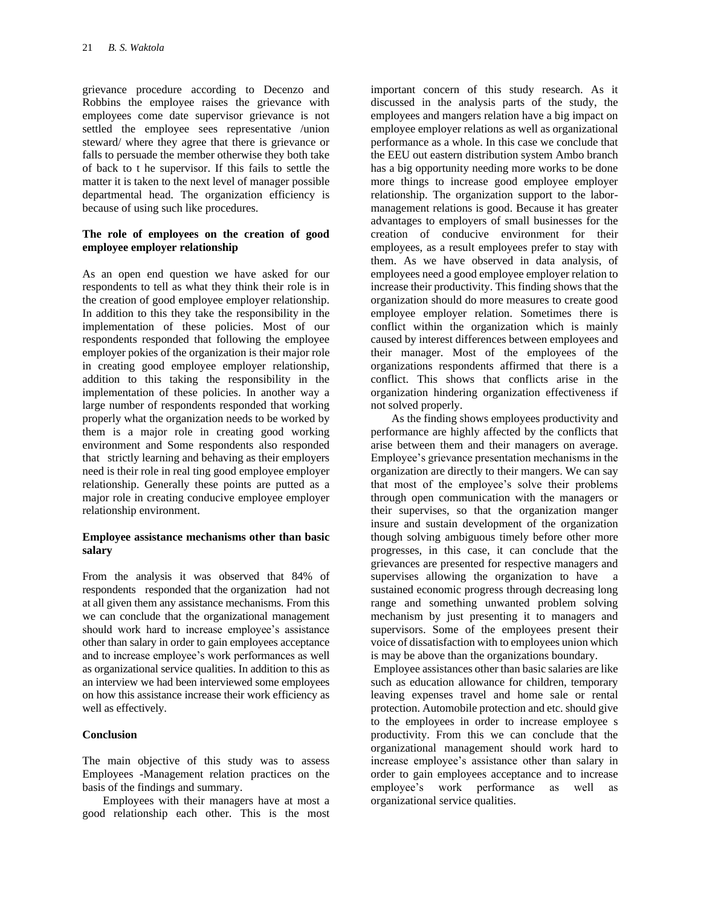grievance procedure according to Decenzo and Robbins the employee raises the grievance with employees come date supervisor grievance is not settled the employee sees representative /union steward/ where they agree that there is grievance or falls to persuade the member otherwise they both take of back to t he supervisor. If this fails to settle the matter it is taken to the next level of manager possible departmental head. The organization efficiency is because of using such like procedures.

**The role of employees on the creation of good employee employer relationship**

As an open end question we have asked for our respondents to tell as what they think their role is in the creation of good employee employer relationship. In addition to this they take the responsibility in the implementation of these policies. Most of our respondents responded that following the employee employer pokies of the organization is their major role in creating good employee employer relationship, addition to this taking the responsibility in the implementation of these policies. In another way a large number of respondents responded that working properly what the organization needs to be worked by them is a major role in creating good working environment and Some respondents also responded that strictly learning and behaving as their employers need is their role in real ting good employee employer relationship. Generally these points are putted as a major role in creating conducive employee employer relationship environment.

**Employee assistance mechanisms other than basic salary**

From the analysis it was observed that 84% of respondents responded that the organization had not at all given them any assistance mechanisms. From this we can conclude that the organizational management should work hard to increase employee's assistance other than salary in order to gain employees acceptance and to increase employee's work performances as well as organizational service qualities. In addition to this as an interview we had been interviewed some employees on how this assistance increase their work efficiency as well as effectively.

**Conclusion**

The main objective of this study was to assess Employees -Management relation practices on the basis of the findings and summary.

Employees with their managers have at most a good relationship each other. This is the most important concern of this study research. As it discussed in the analysis parts of the study, the employees and mangers relation have a big impact on employee employer relations as well as organizational performance as a whole. In this case we conclude that the EEU out eastern distribution system Ambo branch has a big opportunity needing more works to be done more things to increase good employee employer relationship. The organization support to the labor-management relations is good. Because it has greater advantages to employers of small businesses for the creation of conducive environment for their employees, as a result employees prefer to stay with them. As we have observed in data analysis, of employees need a good employee employer relation to increase their productivity. This finding shows that the organization should do more measures to create good employee employer relation. Sometimes there is conflict within the organization which is mainly caused by interest differences between employees and their manager. Most of the employees of the organizations respondents affirmed that there is a conflict. This shows that conflicts arise in the organization hindering organization effectiveness if not solved properly.

As the finding shows employees productivity and performance are highly affected by the conflicts that arise between them and their managers on average. Employee's grievance presentation mechanisms in the organization are directly to their mangers. We can say that most of the employee's solve their problems through open communication with the managers or their supervises, so that the organization manger insure and sustain development of the organization though solving ambiguous timely before other more progresses, in this case, it can conclude that the grievances are presented for respective managers and supervises allowing the organization to have a sustained economic progress through decreasing long range and something unwanted problem solving mechanism by just presenting it to managers and supervisors. Some of the employees present their voice of dissatisfaction with to employees union which is may be above than the organizations boundary.

Employee assistances other than basic salaries are like such as education allowance for children, temporary leaving expenses travel and home sale or rental protection. Automobile protection and etc. should give to the employees in order to increase employee s productivity. From this we can conclude that the organizational management should work hard to increase employee's assistance other than salary in order to gain employees acceptance and to increase employee's work performance as well as organizational service qualities.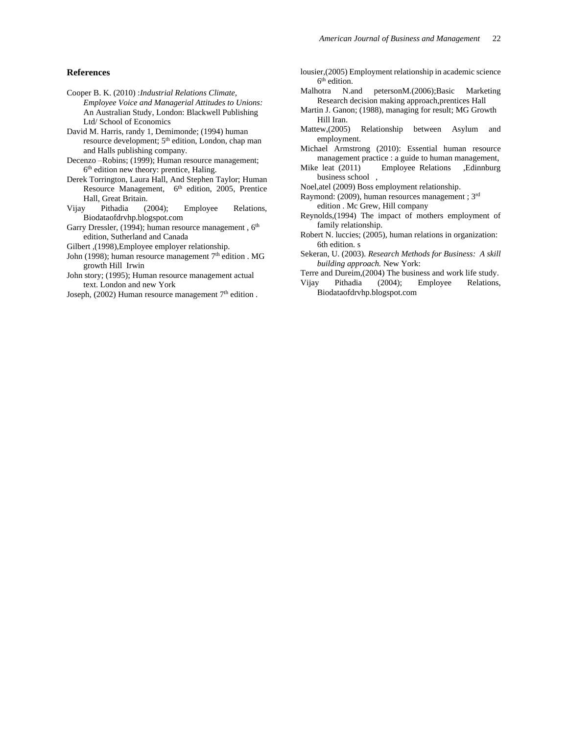## References

Cooper B. K. (2010) :*Industrial Relations Climate, Employee Voice and Managerial Attitudes to Unions:* An Australian Study, London: Blackwell Publishing Ltd/ School of Economics

David M. Harris, randy 1, Demimonde; (1994) human resource development; 5th edition, London, chap man and Halls publishing company.

Decenzo –Robins; (1999); Human resource management; 6th edition new theory: prentice, Haling.

Derek Torrington, Laura Hall, And Stephen Taylor; Human Resource Management, 6th edition, 2005, Prentice Hall, Great Britain.

Vijay Pithadia (2004); Employee Relations, Biodataofdrvhp.blogspot.com

Garry Dressler, (1994); human resource management , 6th edition, Sutherland and Canada

Gilbert ,(1998),Employee employer relationship.

John (1998); human resource management 7th edition . MG growth Hill Irwin

John story; (1995); Human resource management actual text. London and new York

Joseph, (2002) Human resource management 7th edition .

lousier,(2005) Employment relationship in academic science 6th edition.

Malhotra N.and petersonM.(2006);Basic Marketing Research decision making approach,prentices Hall

Martin J. Ganon; (1988), managing for result; MG Growth Hill Iran.

Mattew,(2005) Relationship between Asylum and employment.

Michael Armstrong (2010): Essential human resource management practice : a guide to human management,

Mike leat (2011) Employee Relations ,Edinnburg business school ,

Noel,atel (2009) Boss employment relationship.

Raymond: (2009), human resources management ; 3rd edition . Mc Grew, Hill company

Reynolds,(1994) The impact of mothers employment of family relationship.

Robert N. luccies; (2005), human relations in organization: 6th edition. s

Sekeran, U. (2003). *Research Methods for Business: A skill building approach.* New York:

Terre and Dureim,(2004) The business and work life study.

Vijay Pithadia (2004); Employee Relations, Biodataofdrvhp.blogspot.com